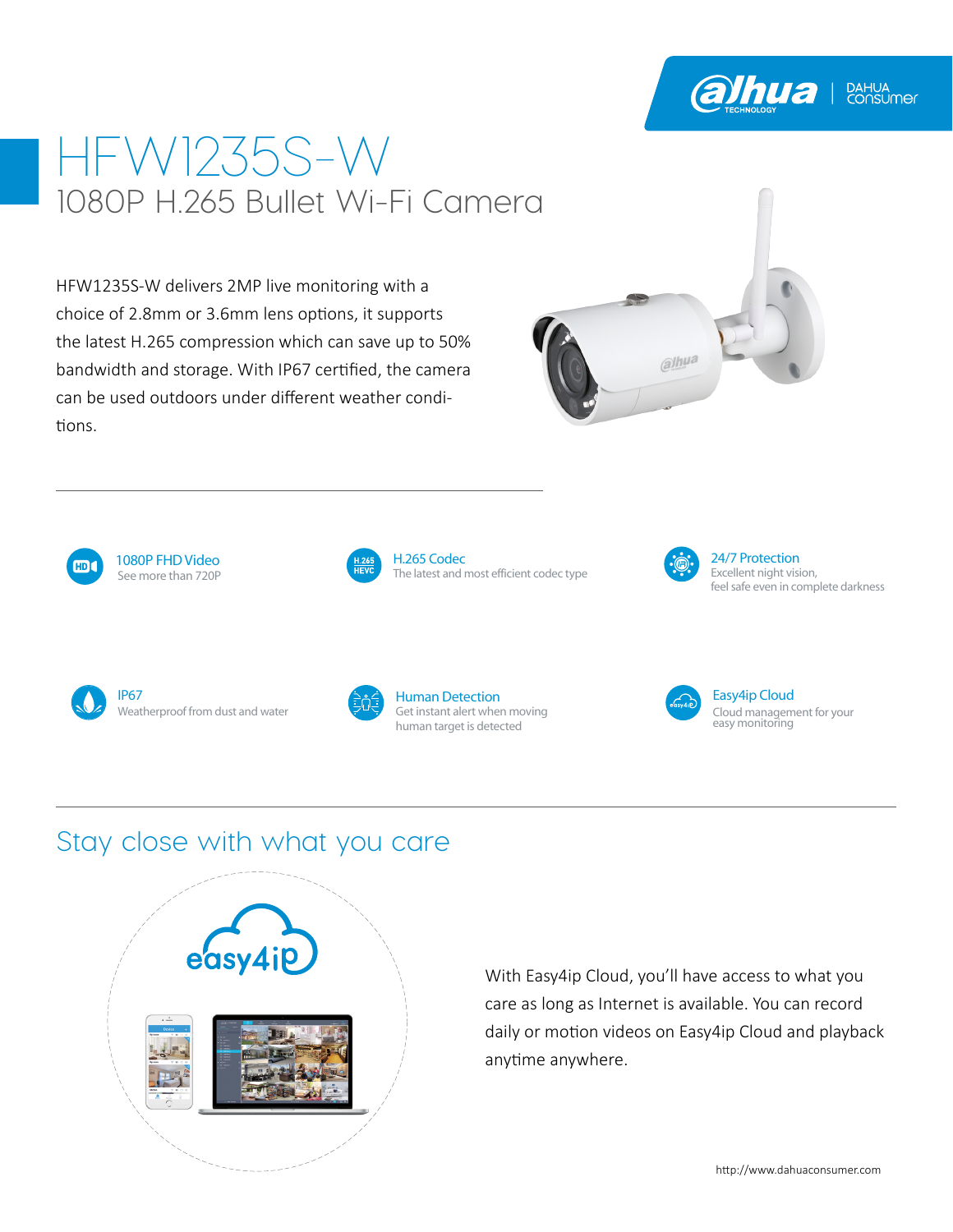# HFW1235S-W

## 1080P H.265 Bullet Wi-Fi Camera

HFW1235S-W delivers 2MP live monitoring with a choice of 2.8mm or 3.6mm lens options, it supports the latest H.265 compression which can save up to 50% bandwidth and storage. With IP67 certified, the camera can be used outdoors under different weather conditions.

**1080P FHD Video**
See more than 720P

**H.265 Codec**
The latest and most efficient codec type

**24/7 Protection**
Excellent night vision, feel safe even in complete darkness

**IP67**
Weatherproof from dust and water

**Human Detection**
Get instant alert when moving human target is detected

**Easy4ip Cloud**
Cloud management for your easy monitoring

## Stay close with what you care

With Easy4ip Cloud, you'll have access to what you care as long as Internet is available. You can record daily or motion videos on Easy4ip Cloud and playback anytime anywhere.

http://www.dahuaconsumer.com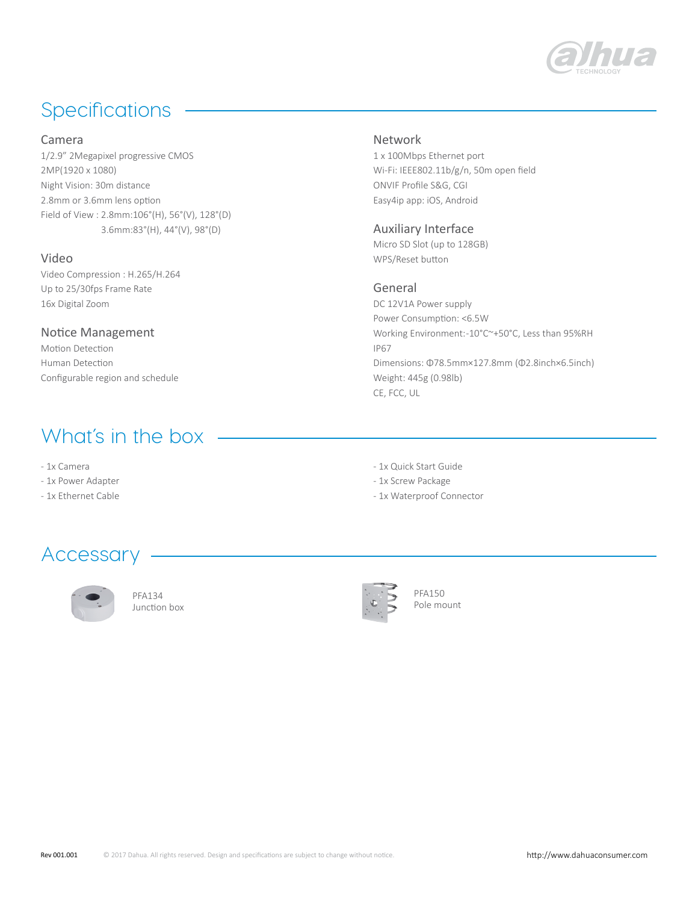## Specifications

### Camera

1/2.9" 2Megapixel progressive CMOS
2MP(1920 x 1080)
Night Vision: 30m distance
2.8mm or 3.6mm lens option
Field of View : 2.8mm:106°(H), 56°(V), 128°(D)
3.6mm:83°(H), 44°(V), 98°(D)

### Video

Video Compression : H.265/H.264
Up to 25/30fps Frame Rate
16x Digital Zoom

### Notice Management

Motion Detection
Human Detection
Configurable region and schedule

### Network

1 x 100Mbps Ethernet port
Wi-Fi: IEEE802.11b/g/n, 50m open field
ONVIF Profile S&G, CGI
Easy4ip app: iOS, Android

### Auxiliary Interface

Micro SD Slot (up to 128GB)
WPS/Reset button

### General

DC 12V1A Power supply
Power Consumption: <6.5W
Working Environment:-10°C~+50°C, Less than 95%RH
IP67
Dimensions: Φ78.5mm×127.8mm (Φ2.8inch×6.5inch)
Weight: 445g (0.98lb)
CE, FCC, UL

## What's in the box

- 1x Camera
- 1x Power Adapter
- 1x Ethernet Cable
- 1x Quick Start Guide
- 1x Screw Package
- 1x Waterproof Connector

## Accessary

PFA134
Junction box

PFA150
Pole mount

Rev 001.001 © 2017 Dahua. All rights reserved. Design and specifications are subject to change without notice. http://www.dahuaconsumer.com